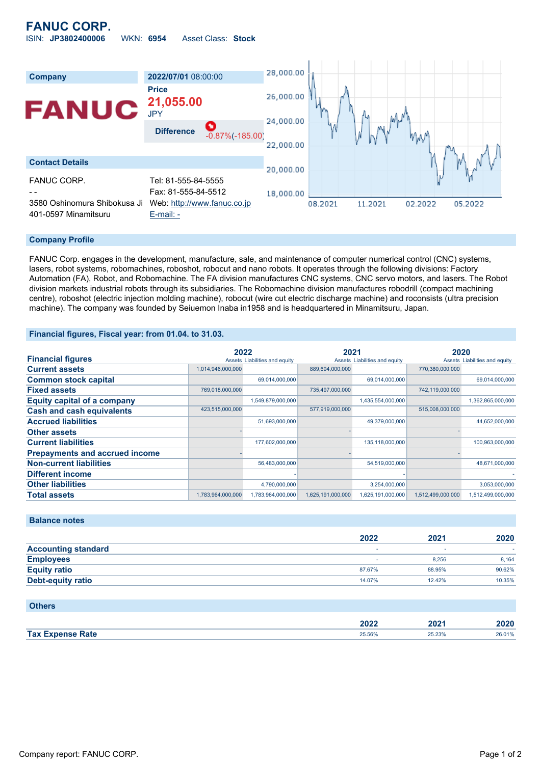# FANUC CORP.

ISIN: **JP3802400006** WKN: **6954** Asset Class: **Stock**

| Company | 2022/07/01 08:00:00 |
|---|---|
| | **Price** |
| | **21,055.00** |
| | JPY |
| | **Difference** -0.87%(-185.00) |

**Contact Details**

| | |
|---|---|
| FANUC CORP. | Tel: 81-555-84-5555 |
| - - | Fax: 81-555-84-5512 |
| 3580 Oshinomura Shibokusa Ji | Web: http://www.fanuc.co.jp |
| 401-0597 Minamitsuru | E-mail: - |

## Company Profile

FANUC Corp. engages in the development, manufacture, sale, and maintenance of computer numerical control (CNC) systems, lasers, robot systems, robomachines, roboshot, robocut and nano robots. It operates through the following divisions: Factory Automation (FA), Robot, and Robomachine. The FA division manufactures CNC systems, CNC servo motors, and lasers. The Robot division markets industrial robots through its subsidiaries. The Robomachine division manufactures robodrill (compact machining centre), roboshot (electric injection molding machine), robocut (wire cut electric discharge machine) and roconsists (ultra precision machine). The company was founded by Seiuemon Inaba in1958 and is headquartered in Minamitsuru, Japan.

## Financial figures, Fiscal year: from 01.04. to 31.03.

| Financial figures | 2022 | | 2021 | | 2020 | |
|---|---|---|---|---|---|---|
| | Assets | Liabilities and equity | Assets | Liabilities and equity | Assets | Liabilities and equity |
| **Current assets** | 1,014,946,000,000 | | 889,694,000,000 | | 770,380,000,000 | |
| **Common stock capital** | | 69,014,000,000 | | 69,014,000,000 | | 69,014,000,000 |
| **Fixed assets** | 769,018,000,000 | | 735,497,000,000 | | 742,119,000,000 | |
| **Equity capital of a company** | | 1,549,879,000,000 | | 1,435,554,000,000 | | 1,362,865,000,000 |
| **Cash and cash equivalents** | 423,515,000,000 | | 577,919,000,000 | | 515,008,000,000 | |
| **Accrued liabilities** | | 51,693,000,000 | | 49,379,000,000 | | 44,652,000,000 |
| **Other assets** | - | | - | | - | |
| **Current liabilities** | | 177,602,000,000 | | 135,118,000,000 | | 100,963,000,000 |
| **Prepayments and accrued income** | - | | - | | - | |
| **Non-current liabilities** | | 56,483,000,000 | | 54,519,000,000 | | 48,671,000,000 |
| **Different income** | | - | | - | | - |
| **Other liabilities** | | 4,790,000,000 | | 3,254,000,000 | | 3,053,000,000 |
| **Total assets** | 1,783,964,000,000 | 1,783,964,000,000 | 1,625,191,000,000 | 1,625,191,000,000 | 1,512,499,000,000 | 1,512,499,000,000 |

## Balance notes

| | 2022 | 2021 | 2020 |
|---|---|---|---|
| **Accounting standard** | - | - | - |
| **Employees** | - | 8,256 | 8,164 |
| **Equity ratio** | 87.67% | 88.95% | 90.62% |
| **Debt-equity ratio** | 14.07% | 12.42% | 10.35% |

## Others

| | 2022 | 2021 | 2020 |
|---|---|---|---|
| **Tax Expense Rate** | 25.56% | 25.23% | 26.01% |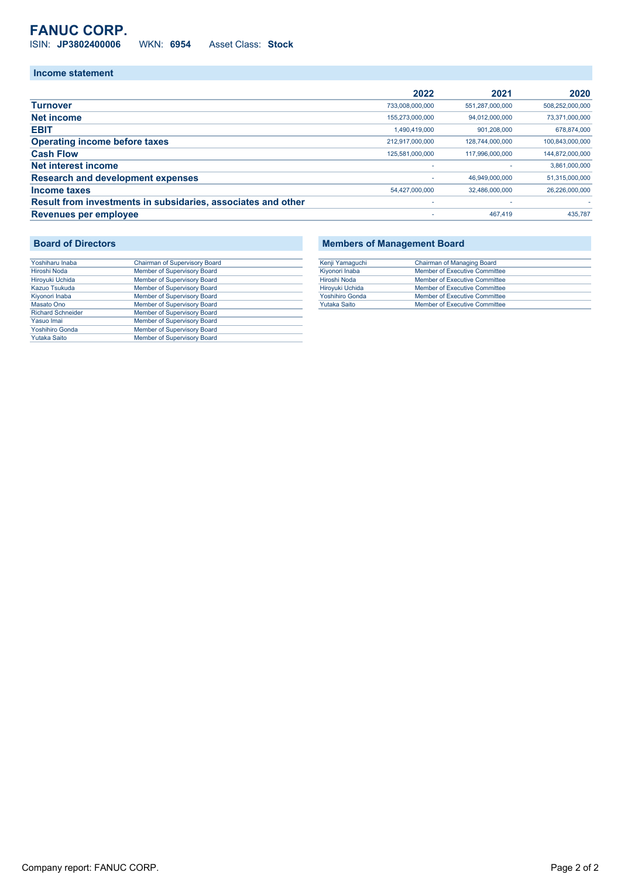# FANUC CORP.

ISIN: **JP3802400006** WKN: **6954** Asset Class: **Stock**

## Income statement

| | 2022 | 2021 | 2020 |
|---|---|---|---|
| **Turnover** | 733,008,000,000 | 551,287,000,000 | 508,252,000,000 |
| **Net income** | 155,273,000,000 | 94,012,000,000 | 73,371,000,000 |
| **EBIT** | 1,490,419,000 | 901,208,000 | 678,874,000 |
| **Operating income before taxes** | 212,917,000,000 | 128,744,000,000 | 100,843,000,000 |
| **Cash Flow** | 125,581,000,000 | 117,996,000,000 | 144,872,000,000 |
| **Net interest income** | - | - | 3,861,000,000 |
| **Research and development expenses** | - | 46,949,000,000 | 51,315,000,000 |
| **Income taxes** | 54,427,000,000 | 32,486,000,000 | 26,226,000,000 |
| **Result from investments in subsidaries, associates and other** | - | - | - |
| **Revenues per employee** | - | 467,419 | 435,787 |

## Board of Directors

| | |
|---|---|
| Yoshiharu Inaba | Chairman of Supervisory Board |
| Hiroshi Noda | Member of Supervisory Board |
| Hiroyuki Uchida | Member of Supervisory Board |
| Kazuo Tsukuda | Member of Supervisory Board |
| Kiyonori Inaba | Member of Supervisory Board |
| Masato Ono | Member of Supervisory Board |
| Richard Schneider | Member of Supervisory Board |
| Yasuo Imai | Member of Supervisory Board |
| Yoshihiro Gonda | Member of Supervisory Board |
| Yutaka Saito | Member of Supervisory Board |

## Members of Management Board

| | |
|---|---|
| Kenji Yamaguchi | Chairman of Managing Board |
| Kiyonori Inaba | Member of Executive Committee |
| Hiroshi Noda | Member of Executive Committee |
| Hiroyuki Uchida | Member of Executive Committee |
| Yoshihiro Gonda | Member of Executive Committee |
| Yutaka Saito | Member of Executive Committee |